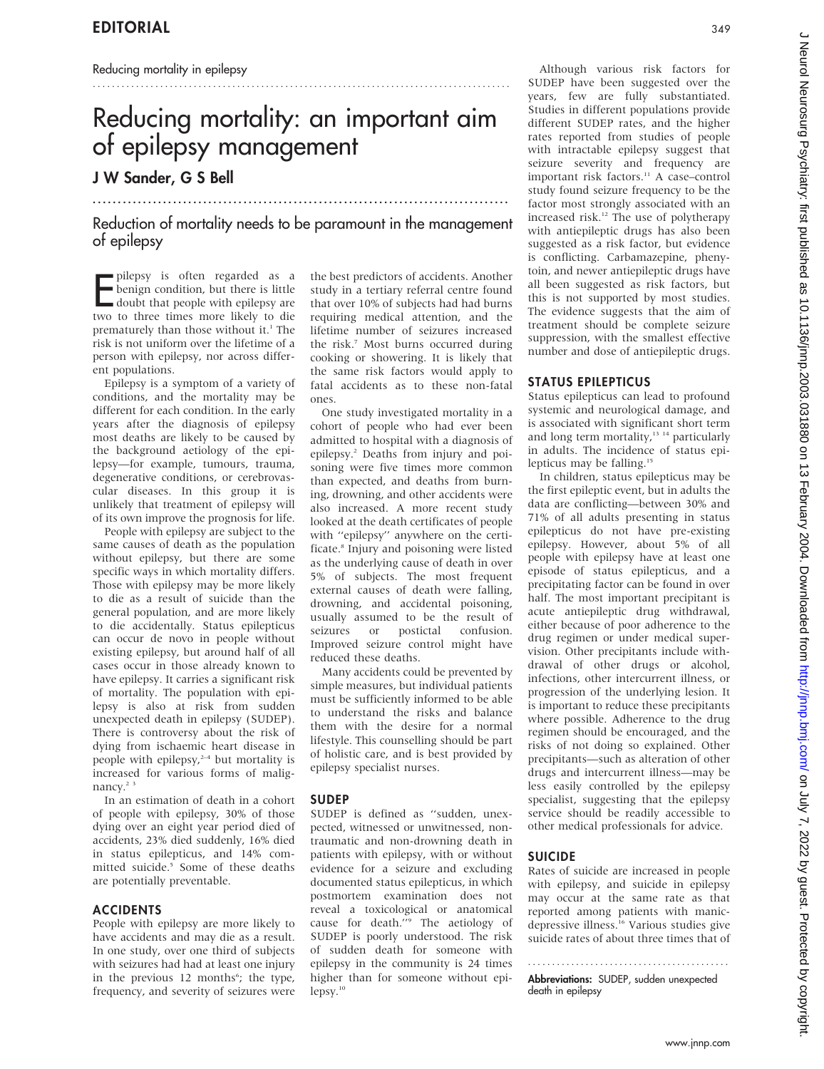# Reducing mortality: an important aim of epilepsy management

**J W Sander, G S Bell**

## Reduction of mortality needs to be paramount in the management of epilepsy

Epilepsy is often regarded as a benign condition, but there is little doubt that people with epilepsy are two to three times more likely to die prematurely than those without it.[1] The risk is not uniform over the lifetime of a person with epilepsy, nor across different populations.

Epilepsy is a symptom of a variety of conditions, and the mortality may be different for each condition. In the early years after the diagnosis of epilepsy most deaths are likely to be caused by the background aetiology of the epilepsy—for example, tumours, trauma, degenerative conditions, or cerebrovascular diseases. In this group it is unlikely that treatment of epilepsy will of its own improve the prognosis for life.

People with epilepsy are subject to the same causes of death as the population without epilepsy, but there are some specific ways in which mortality differs. Those with epilepsy may be more likely to die as a result of suicide than the general population, and are more likely to die accidentally. Status epilepticus can occur de novo in people without existing epilepsy, but around half of all cases occur in those already known to have epilepsy. It carries a significant risk of mortality. The population with epilepsy is also at risk from sudden unexpected death in epilepsy (SUDEP). There is controversy about the risk of dying from ischaemic heart disease in people with epilepsy,[2–4] but mortality is increased for various forms of malignancy.[2 3]

In an estimation of death in a cohort of people with epilepsy, 30% of those dying over an eight year period died of accidents, 23% died suddenly, 16% died in status epilepticus, and 14% committed suicide.[5] Some of these deaths are potentially preventable.

### ACCIDENTS

People with epilepsy are more likely to have accidents and may die as a result. In one study, over one third of subjects with seizures had had at least one injury in the previous 12 months[6]; the type, frequency, and severity of seizures were the best predictors of accidents. Another study in a tertiary referral centre found that over 10% of subjects had had burns requiring medical attention, and the lifetime number of seizures increased the risk.[7] Most burns occurred during cooking or showering. It is likely that the same risk factors would apply to fatal accidents as to these non-fatal ones.

One study investigated mortality in a cohort of people who had ever been admitted to hospital with a diagnosis of epilepsy.[2] Deaths from injury and poisoning were five times more common than expected, and deaths from burning, drowning, and other accidents were also increased. A more recent study looked at the death certificates of people with "epilepsy" anywhere on the certificate.[8] Injury and poisoning were listed as the underlying cause of death in over 5% of subjects. The most frequent external causes of death were falling, drowning, and accidental poisoning, usually assumed to be the result of seizures or postictal confusion. Improved seizure control might have reduced these deaths.

Many accidents could be prevented by simple measures, but individual patients must be sufficiently informed to be able to understand the risks and balance them with the desire for a normal lifestyle. This counselling should be part of holistic care, and is best provided by epilepsy specialist nurses.

### SUDEP

SUDEP is defined as "sudden, unexpected, witnessed or unwitnessed, non-traumatic and non-drowning death in patients with epilepsy, with or without evidence for a seizure and excluding documented status epilepticus, in which postmortem examination does not reveal a toxicological or anatomical cause for death."[9] The aetiology of SUDEP is poorly understood. The risk of sudden death for someone with epilepsy in the community is 24 times higher than for someone without epilepsy.[10]

Although various risk factors for SUDEP have been suggested over the years, few are fully substantiated. Studies in different populations provide different SUDEP rates, and the higher rates reported from studies of people with intractable epilepsy suggest that seizure severity and frequency are important risk factors.[11] A case–control study found seizure frequency to be the factor most strongly associated with an increased risk.[12] The use of polytherapy with antiepileptic drugs has also been suggested as a risk factor, but evidence is conflicting. Carbamazepine, phenytoin, and newer antiepileptic drugs have all been suggested as risk factors, but this is not supported by most studies. The evidence suggests that the aim of treatment should be complete seizure suppression, with the smallest effective number and dose of antiepileptic drugs.

### STATUS EPILEPTICUS

Status epilepticus can lead to profound systemic and neurological damage, and is associated with significant short term and long term mortality,[13 14] particularly in adults. The incidence of status epilepticus may be falling.[15]

In children, status epilepticus may be the first epileptic event, but in adults the data are conflicting—between 30% and 71% of all adults presenting in status epilepticus do not have pre-existing epilepsy. However, about 5% of all people with epilepsy have at least one episode of status epilepticus, and a precipitating factor can be found in over half. The most important precipitant is acute antiepileptic drug withdrawal, either because of poor adherence to the drug regimen or under medical supervision. Other precipitants include withdrawal of other drugs or alcohol, infections, other intercurrent illness, or progression of the underlying lesion. It is important to reduce these precipitants where possible. Adherence to the drug regimen should be encouraged, and the risks of not doing so explained. Other precipitants—such as alteration of other drugs and intercurrent illness—may be less easily controlled by the epilepsy specialist, suggesting that the epilepsy service should be readily accessible to other medical professionals for advice.

### SUICIDE

Rates of suicide are increased in people with epilepsy, and suicide in epilepsy may occur at the same rate as that reported among patients with manic-depressive illness.[16] Various studies give suicide rates of about three times that of

**Abbreviations:** SUDEP, sudden unexpected death in epilepsy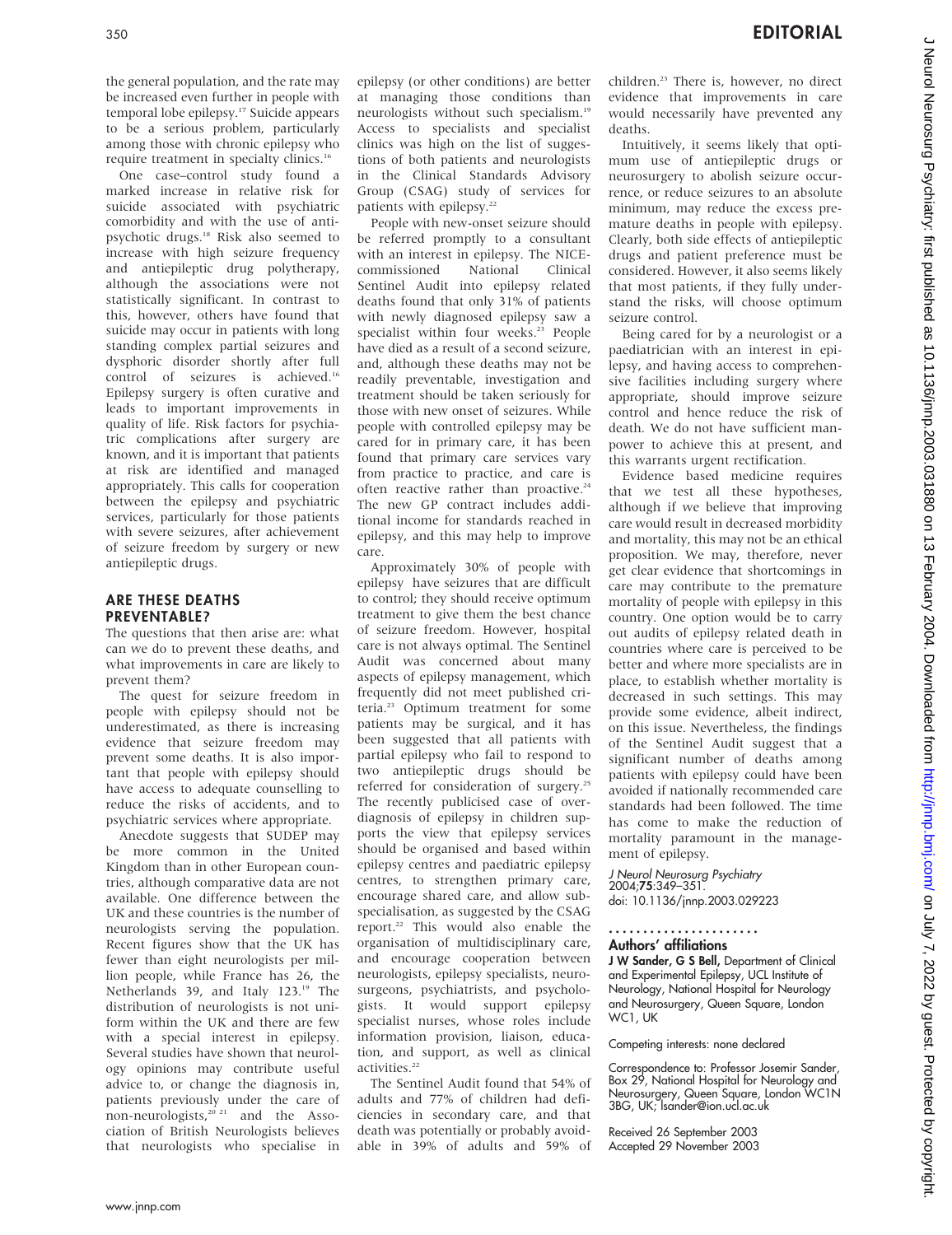the general population, and the rate may be increased even further in people with temporal lobe epilepsy.[17] Suicide appears to be a serious problem, particularly among those with chronic epilepsy who require treatment in specialty clinics.[16]

One case–control study found a marked increase in relative risk for suicide associated with psychiatric comorbidity and with the use of antipsychotic drugs.[18] Risk also seemed to increase with high seizure frequency and antiepileptic drug polytherapy, although the associations were not statistically significant. In contrast to this, however, others have found that suicide may occur in patients with long standing complex partial seizures and dysphoric disorder shortly after full control of seizures is achieved.[16] Epilepsy surgery is often curative and leads to important improvements in quality of life. Risk factors for psychiatric complications after surgery are known, and it is important that patients at risk are identified and managed appropriately. This calls for cooperation between the epilepsy and psychiatric services, particularly for those patients with severe seizures, after achievement of seizure freedom by surgery or new antiepileptic drugs.

## ARE THESE DEATHS PREVENTABLE?

The questions that then arise are: what can we do to prevent these deaths, and what improvements in care are likely to prevent them?

The quest for seizure freedom in people with epilepsy should not be underestimated, as there is increasing evidence that seizure freedom may prevent some deaths. It is also important that people with epilepsy should have access to adequate counselling to reduce the risks of accidents, and to psychiatric services where appropriate.

Anecdote suggests that SUDEP may be more common in the United Kingdom than in other European countries, although comparative data are not available. One difference between the UK and these countries is the number of neurologists serving the population. Recent figures show that the UK has fewer than eight neurologists per million people, while France has 26, the Netherlands 39, and Italy 123.[19] The distribution of neurologists is not uniform within the UK and there are few with a special interest in epilepsy. Several studies have shown that neurology opinions may contribute useful advice to, or change the diagnosis in, patients previously under the care of non-neurologists,[20,21] and the Association of British Neurologists believes that neurologists who specialise in epilepsy (or other conditions) are better at managing those conditions than neurologists without such specialism.[19] Access to specialists and specialist clinics was high on the list of suggestions of both patients and neurologists in the Clinical Standards Advisory Group (CSAG) study of services for patients with epilepsy.[22]

People with new-onset seizure should be referred promptly to a consultant with an interest in epilepsy. The NICE-commissioned National Clinical Sentinel Audit into epilepsy related deaths found that only 31% of patients with newly diagnosed epilepsy saw a specialist within four weeks.[23] People have died as a result of a second seizure, and, although these deaths may not be readily preventable, investigation and treatment should be taken seriously for those with new onset of seizures. While people with controlled epilepsy may be cared for in primary care, it has been found that primary care services vary from practice to practice, and care is often reactive rather than proactive.[24] The new GP contract includes additional income for standards reached in epilepsy, and this may help to improve care.

Approximately 30% of people with epilepsy have seizures that are difficult to control; they should receive optimum treatment to give them the best chance of seizure freedom. However, hospital care is not always optimal. The Sentinel Audit was concerned about many aspects of epilepsy management, which frequently did not meet published criteria.[23] Optimum treatment for some patients may be surgical, and it has been suggested that all patients with partial epilepsy who fail to respond to two antiepileptic drugs should be referred for consideration of surgery.[25] The recently publicised case of overdiagnosis of epilepsy in children supports the view that epilepsy services should be organised and based within epilepsy centres and paediatric epilepsy centres, to strengthen primary care, encourage shared care, and allow subspecialisation, as suggested by the CSAG report.[22] This would also enable the organisation of multidisciplinary care, and encourage cooperation between neurologists, epilepsy specialists, neurosurgeons, psychiatrists, and psychologists. It would support epilepsy specialist nurses, whose roles include information provision, liaison, education, and support, as well as clinical activities.[22]

The Sentinel Audit found that 54% of adults and 77% of children had deficiencies in secondary care, and that death was potentially or probably avoidable in 39% of adults and 59% of children.[23] There is, however, no direct evidence that improvements in care would necessarily have prevented any deaths.

Intuitively, it seems likely that optimum use of antiepileptic drugs or neurosurgery to abolish seizure occurrence, or reduce seizures to an absolute minimum, may reduce the excess premature deaths in people with epilepsy. Clearly, both side effects of antiepileptic drugs and patient preference must be considered. However, it also seems likely that most patients, if they fully understand the risks, will choose optimum seizure control.

Being cared for by a neurologist or a paediatrician with an interest in epilepsy, and having access to comprehensive facilities including surgery where appropriate, should improve seizure control and hence reduce the risk of death. We do not have sufficient manpower to achieve this at present, and this warrants urgent rectification.

Evidence based medicine requires that we test all these hypotheses, although if we believe that improving care would result in decreased morbidity and mortality, this may not be an ethical proposition. We may, therefore, never get clear evidence that shortcomings in care may contribute to the premature mortality of people with epilepsy in this country. One option would be to carry out audits of epilepsy related death in countries where care is perceived to be better and where more specialists are in place, to establish whether mortality is decreased in such settings. This may provide some evidence, albeit indirect, on this issue. Nevertheless, the findings of the Sentinel Audit suggest that a significant number of deaths among patients with epilepsy could have been avoided if nationally recommended care standards had been followed. The time has come to make the reduction of mortality paramount in the management of epilepsy.

*J Neurol Neurosurg Psychiatry* 2004;**75**:349–351.
doi: 10.1136/jnnp.2003.029223

### Authors' affiliations

**J W Sander, G S Bell,** Department of Clinical and Experimental Epilepsy, UCL Institute of Neurology, National Hospital for Neurology and Neurosurgery, Queen Square, London WC1, UK

Competing interests: none declared

Correspondence to: Professor Josemir Sander, Box 29, National Hospital for Neurology and Neurosurgery, Queen Square, London WC1N 3BG, UK; lsander@ion.ucl.ac.uk

Received 26 September 2003
Accepted 29 November 2003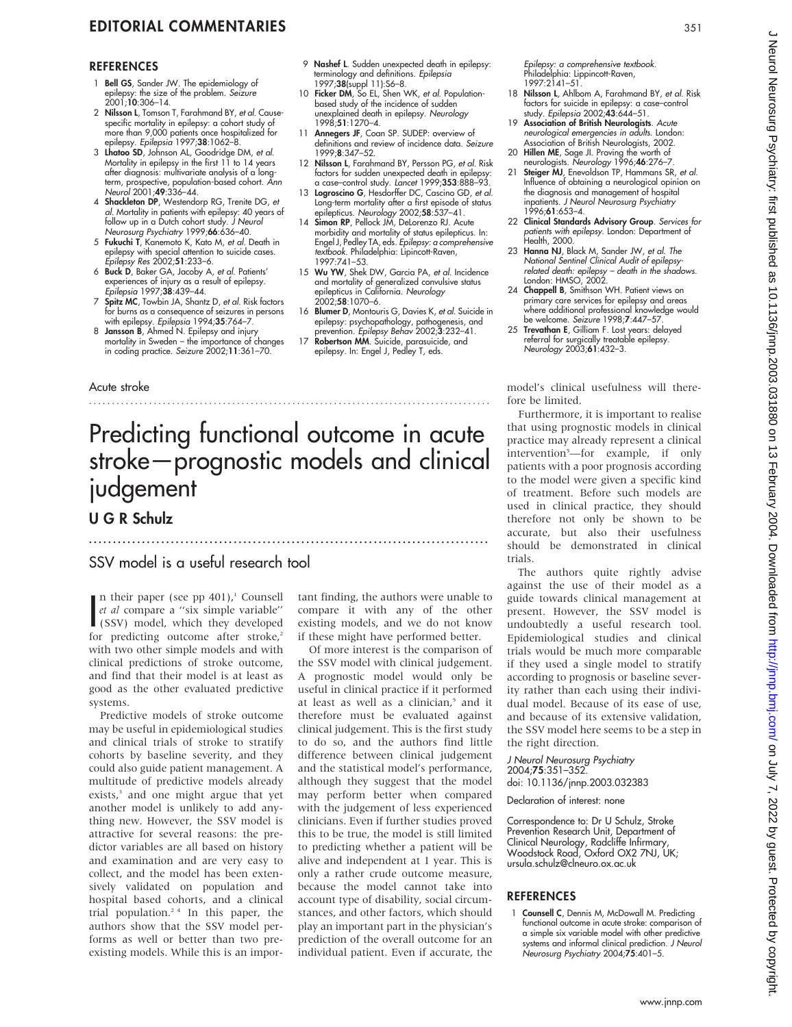## REFERENCES

1. **Bell GS**, Sander JW. The epidemiology of epilepsy: the size of the problem. *Seizure* 2001;**10**:306–14.
2. **Nilsson L**, Tomson T, Farahmand BY, *et al*. Cause-specific mortality in epilepsy: a cohort study of more than 9,000 patients once hospitalized for epilepsy. *Epilepsia* 1997;**38**:1062–8.
3. **Lhatoo SD**, Johnson AL, Goodridge DM, *et al*. Mortality in epilepsy in the first 11 to 14 years after diagnosis: multivariate analysis of a long-term, prospective, population-based cohort. *Ann Neurol* 2001;**49**:336–44.
4. **Shackleton DP**, Westendorp RG, Trenite DG, *et al*. Mortality in patients with epilepsy: 40 years of follow up in a Dutch cohort study. *J Neurol Neurosurg Psychiatry* 1999;**66**:636–40.
5. **Fukuchi T**, Kanemoto K, Kato M, *et al*. Death in epilepsy with special attention to suicide cases. *Epilepsy Res* 2002;**51**:233–6.
6. **Buck D**, Baker GA, Jacoby A, *et al*. Patients' experiences of injury as a result of epilepsy. *Epilepsia* 1997;**38**:439–44.
7. **Spitz MC**, Towbin JA, Shantz D, *et al*. Risk factors for burns as a consequence of seizures in persons with epilepsy. *Epilepsia* 1994;**35**:764–7.
8. **Jansson B**, Ahmed N. Epilepsy and injury mortality in Sweden – the importance of changes in coding practice. *Seizure* 2002;**11**:361–70.
9. **Nashef L**. Sudden unexpected death in epilepsy: terminology and definitions. *Epilepsia* 1997;**38**(suppl 11):S6–8.
10. **Ficker DM**, So EL, Shen WK, *et al*. Population-based study of the incidence of sudden unexplained death in epilepsy. *Neurology* 1998;**51**:1270–4.
11. **Annegers JF**, Coan SP. SUDEP: overview of definitions and review of incidence data. *Seizure* 1999;**8**:347–52.
12. **Nilsson L**, Farahmand BY, Persson PG, *et al*. Risk factors for sudden unexpected death in epilepsy: a case–control study. *Lancet* 1999;**353**:888–93.
13. **Logroscino G**, Hesdorffer DC, Cascino GD, *et al*. Long-term mortality after a first episode of status epilepticus. *Neurology* 2002;**58**:537–41.
14. **Simon RP**, Pellock JM, DeLorenzo RJ. Acute morbidity and mortality of status epilepticus. In: Engel J, Pedley TA, eds. *Epilepsy: a comprehensive textbook*. Philadelphia: Lipincott-Raven, 1997:741–53.
15. **Wu YW**, Shek DW, Garcia PA, *et al*. Incidence and mortality of generalized convulsive status epilepticus in California. *Neurology* 2002;**58**:1070–6.
16. **Blumer D**, Montouris G, Davies K, *et al*. Suicide in epilepsy: psychopathology, pathogenesis, and prevention. *Epilepsy Behav* 2002;**3**:232–41.
17. **Robertson MM**. Suicide, parasuicide, and epilepsy. In: Engel J, Pedley T, eds. *Epilepsy: a comprehensive textbook*. Philadelphia: Lippincott-Raven, 1997:2141–51.
18. **Nilsson L**, Ahlbom A, Farahmand BY, *et al*. Risk factors for suicide in epilepsy: a case–control study. *Epilepsia* 2002;**43**:644–51.
19. **Association of British Neurologists**. *Acute neurological emergencies in adults*. London: Association of British Neurologists, 2002.
20. **Hillen ME**, Sage JI. Proving the worth of neurologists. *Neurology* 1996;**46**:276–7.
21. **Steiger MJ**, Enevoldson TP, Hammans SR, *et al*. Influence of obtaining a neurological opinion on the diagnosis and management of hospital inpatients. *J Neurol Neurosurg Psychiatry* 1996;**61**:653–4.
22. **Clinical Standards Advisory Group**. *Services for patients with epilepsy*. London: Department of Health, 2000.
23. **Hanna NJ**, Black M, Sander JW, *et al*. *The National Sentinel Clinical Audit of epilepsy-related death: epilepsy – death in the shadows*. London: HMSO, 2002.
24. **Chappell B**, Smithson WH. Patient views on primary care services for epilepsy and areas where additional professional knowledge would be welcome. *Seizure* 1998;**7**:447–57.
25. **Trevathan E**, Gilliam F. Lost years: delayed referral for surgically treatable epilepsy. *Neurology* 2003;**61**:432–3.

Acute stroke

# Predicting functional outcome in acute stroke—prognostic models and clinical judgement

**U G R Schulz**

## SSV model is a useful research tool

In their paper (see pp 401),[1] Counsell *et al* compare a "six simple variable" (SSV) model, which they developed for predicting outcome after stroke,[2] with two other simple models and with clinical predictions of stroke outcome, and find that their model is at least as good as the other evaluated predictive systems.

Predictive models of stroke outcome may be useful in epidemiological studies and clinical trials of stroke to stratify cohorts by baseline severity, and they could also guide patient management. A multitude of predictive models already exists,[3] and one might argue that yet another model is unlikely to add anything new. However, the SSV model is attractive for several reasons: the predictor variables are all based on history and examination and are very easy to collect, and the model has been extensively validated on population and hospital based cohorts, and a clinical trial population.[2 4] In this paper, the authors show that the SSV model performs as well or better than two pre-existing models. While this is an important finding, the authors were unable to compare it with any of the other existing models, and we do not know if these might have performed better.

Of more interest is the comparison of the SSV model with clinical judgement. A prognostic model would only be useful in clinical practice if it performed at least as well as a clinician,[5] and it therefore must be evaluated against clinical judgement. This is the first study to do so, and the authors find little difference between clinical judgement and the statistical model's performance, although they suggest that the model may perform better when compared with the judgement of less experienced clinicians. Even if further studies proved this to be true, the model is still limited to predicting whether a patient will be alive and independent at 1 year. This is only a rather crude outcome measure, because the model cannot take into account type of disability, social circumstances, and other factors, which should play an important part in the physician's prediction of the overall outcome for an individual patient. Even if accurate, the model's clinical usefulness will therefore be limited.

Furthermore, it is important to realise that using prognostic models in clinical practice may already represent a clinical intervention[5]—for example, if only patients with a poor prognosis according to the model were given a specific kind of treatment. Before such models are used in clinical practice, they should therefore not only be shown to be accurate, but also their usefulness should be demonstrated in clinical trials.

The authors quite rightly advise against the use of their model as a guide towards clinical management at present. However, the SSV model is undoubtedly a useful research tool. Epidemiological studies and clinical trials would be much more comparable if they used a single model to stratify according to prognosis or baseline severity rather than each using their individual model. Because of its ease of use, and because of its extensive validation, the SSV model here seems to be a step in the right direction.

*J Neurol Neurosurg Psychiatry* 2004;**75**:351–352.
doi: 10.1136/jnnp.2003.032383

Declaration of interest: none

Correspondence to: Dr U Schulz, Stroke Prevention Research Unit, Department of Clinical Neurology, Radcliffe Infirmary, Woodstock Road, Oxford OX2 7NJ, UK; ursula.schulz@clneuro.ox.ac.uk

## REFERENCES

1. **Counsell C**, Dennis M, McDowall M. Predicting functional outcome in acute stroke: comparison of a simple six variable model with other predictive systems and informal clinical prediction. *J Neurol Neurosurg Psychiatry* 2004;**75**:401–5.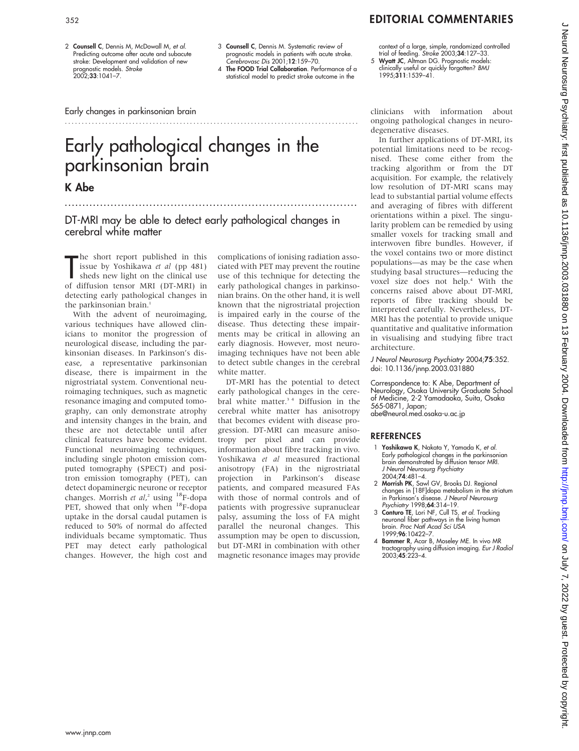2 **Counsell C**, Dennis M, McDowall M, *et al.* Predicting outcome after acute and subacute stroke: Development and validation of new prognostic models. *Stroke* 2002;**33**:1041–7.

3 **Counsell C**, Dennis M. Systematic review of prognostic models in patients with acute stroke. *Cerebrovasc Dis* 2001;**12**:159–70.

4 **The FOOD Trial Collaboration**. Performance of a statistical model to predict stroke outcome in the context of a large, simple, randomized controlled trial of feeding. *Stroke* 2003;**34**:127–33.

5 **Wyatt JC**, Altman DG. Prognostic models: clinically useful or quickly forgotten? *BMJ* 1995;**311**:1539–41.

Early changes in parkinsonian brain

# Early pathological changes in the parkinsonian brain

## K Abe

### DT-MRI may be able to detect early pathological changes in cerebral white matter

The short report published in this issue by Yoshikawa *et al* (pp 481) sheds new light on the clinical use of diffusion tensor MRI (DT-MRI) in detecting early pathological changes in the parkinsonian brain.[1]

With the advent of neuroimaging, various techniques have allowed clinicians to monitor the progression of neurological disease, including the parkinsonian diseases. In Parkinson's disease, a representative parkinsonian disease, there is impairment in the nigrostriatal system. Conventional neuroimaging techniques, such as magnetic resonance imaging and computed tomography, can only demonstrate atrophy and intensity changes in the brain, and these are not detectable until after clinical features have become evident. Functional neuroimaging techniques, including single photon emission computed tomography (SPECT) and positron emission tomography (PET), can detect dopaminergic neurone or receptor changes. Morrish *et al*,[2] using $^{18}$F-dopa PET, showed that only when $^{18}$F-dopa uptake in the dorsal caudal putamen is reduced to 50% of normal do affected individuals became symptomatic. Thus PET may detect early pathological changes. However, the high cost and complications of ionising radiation associated with PET may prevent the routine use of this technique for detecting the early pathological changes in parkinsonian brains. On the other hand, it is well known that the nigrostriatal projection is impaired early in the course of the disease. Thus detecting these impairments may be critical in allowing an early diagnosis. However, most neuroimaging techniques have not been able to detect subtle changes in the cerebral white matter.

DT-MRI has the potential to detect early pathological changes in the cerebral white matter.[3,4] Diffusion in the cerebral white matter has anisotropy that becomes evident with disease progression. DT-MRI can measure anisotropy per pixel and can provide information about fibre tracking in vivo. Yoshikawa *et al* measured fractional anisotropy (FA) in the nigrostriatal projection in Parkinson's disease patients, and compared measured FAs with those of normal controls and of patients with progressive supranuclear palsy, assuming the loss of FA might parallel the neuronal changes. This assumption may be open to discussion, but DT-MRI in combination with other magnetic resonance images may provide clinicians with information about ongoing pathological changes in neurodegenerative diseases.

In further applications of DT-MRI, its potential limitations need to be recognised. These come either from the tracking algorithm or from the DT acquisition. For example, the relatively low resolution of DT-MRI scans may lead to substantial partial volume effects and averaging of fibres with different orientations within a pixel. The singularity problem can be remedied by using smaller voxels for tracking small and interwoven fibre bundles. However, if the voxel contains two or more distinct populations—as may be the case when studying basal structures—reducing the voxel size does not help.[4] With the concerns raised above about DT-MRI, reports of fibre tracking should be interpreted carefully. Nevertheless, DT-MRI has the potential to provide unique quantitative and qualitative information in visualising and studying fibre tract architecture.

*J Neurol Neurosurg Psychiatry* 2004;**75**:352.
doi: 10.1136/jnnp.2003.031880

Correspondence to: K Abe, Department of Neurology, Osaka University Graduate School of Medicine, 2-2 Yamadaoka, Suita, Osaka 565-0871, Japan; abe@neurol.med.osaka-u.ac.jp

## REFERENCES

1 **Yoshikawa K**, Nakata Y, Yamada K, *et al.* Early pathological changes in the parkinsonian brain demonstrated by diffusion tensor MRI. *J Neurol Neurosurg Psychiatry* 2004;**74**:481–4.

2 **Morrish PK**, Sawl GV, Brooks DJ. Regional changes in [18F]dopa metabolism in the striatum in Parkinson's disease. *J Neurol Neurosurg Psychiatry* 1998;**64**:314–19.

3 **Conturo TE**, Lori NF, Cull TS, *et al.* Tracking neuronal fiber pathways in the living human brain. *Proc Natl Acad Sci USA* 1999;**96**:10422–7.

4 **Bammer R**, Acar B, Moseley ME. In vivo MR tractography using diffusion imaging. *Eur J Radiol* 2003;**45**:223–4.